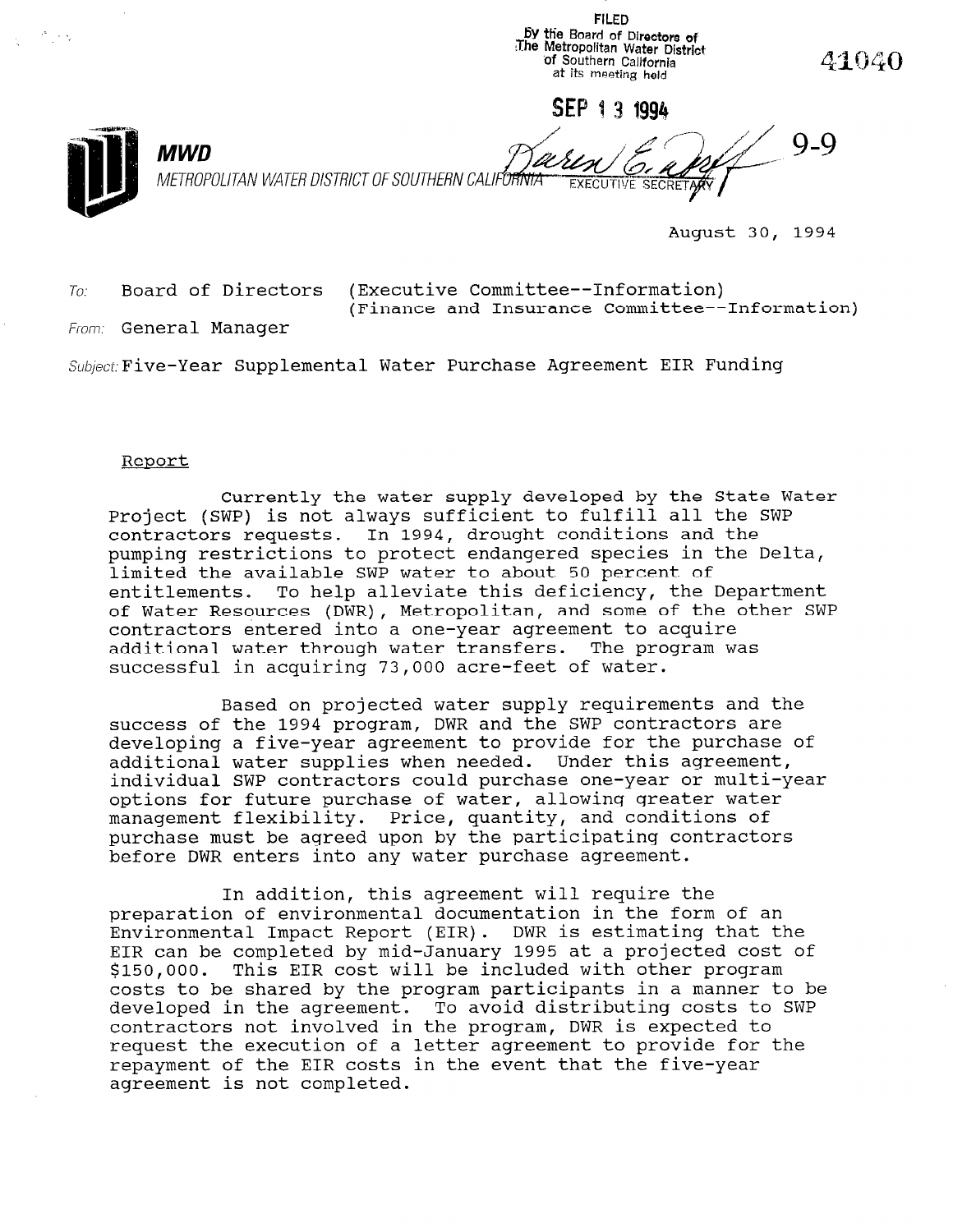FILED
By the Board of Directors of
The Metropolitan Water District
of Southern California
at its meeting held

SEP 13 1994

41040

**MWD**
METROPOLITAN WATER DISTRICT OF SOUTHERN CALIFORNIA

EXECUTIVE SECRETARY

9-9

August 30, 1994

To: Board of Directors (Executive Committee--Information)
(Finance and Insurance Committee--Information)

From: General Manager

Subject: Five-Year Supplemental Water Purchase Agreement EIR Funding

## Report

Currently the water supply developed by the State Water Project (SWP) is not always sufficient to fulfill all the SWP contractors requests. In 1994, drought conditions and the pumping restrictions to protect endangered species in the Delta, limited the available SWP water to about 50 percent of entitlements. To help alleviate this deficiency, the Department of Water Resources (DWR), Metropolitan, and some of the other SWP contractors entered into a one-year agreement to acquire additional water through water transfers. The program was successful in acquiring 73,000 acre-feet of water.

Based on projected water supply requirements and the success of the 1994 program, DWR and the SWP contractors are developing a five-year agreement to provide for the purchase of additional water supplies when needed. Under this agreement, individual SWP contractors could purchase one-year or multi-year options for future purchase of water, allowing greater water management flexibility. Price, quantity, and conditions of purchase must be agreed upon by the participating contractors before DWR enters into any water purchase agreement.

In addition, this agreement will require the preparation of environmental documentation in the form of an Environmental Impact Report (EIR). DWR is estimating that the EIR can be completed by mid-January 1995 at a projected cost of $150,000. This EIR cost will be included with other program costs to be shared by the program participants in a manner to be developed in the agreement. To avoid distributing costs to SWP contractors not involved in the program, DWR is expected to request the execution of a letter agreement to provide for the repayment of the EIR costs in the event that the five-year agreement is not completed.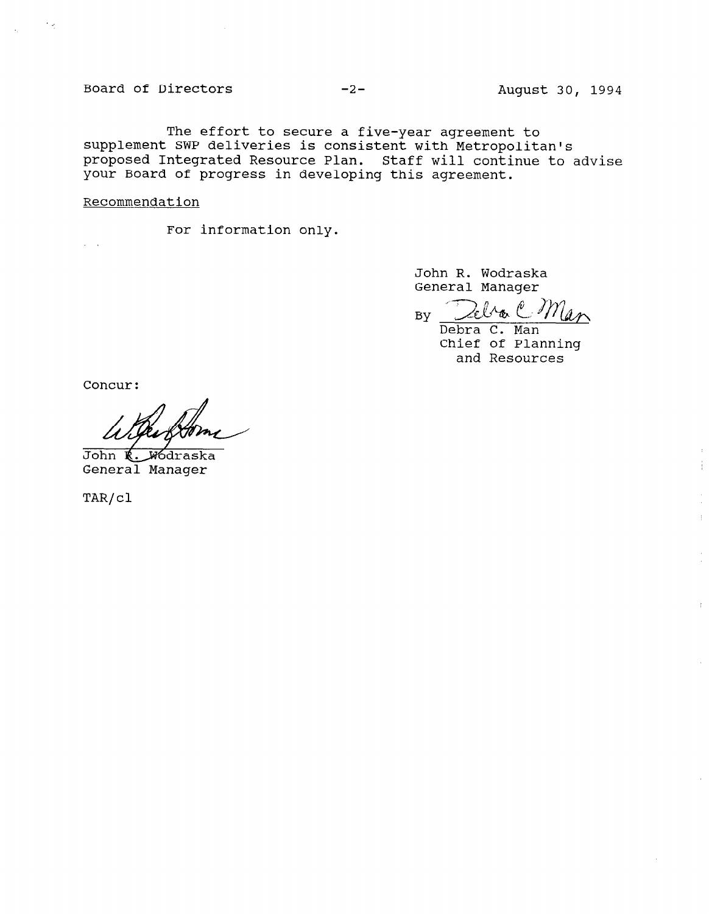The effort to secure a five-year agreement to supplement SWP deliveries is consistent with Metropolitan's proposed Integrated Resource Plan. Staff will continue to advise your Board of progress in developing this agreement.

Recommendation

For information only.

John R. Wodraska
General Manager

By Debra C. Man
Debra C. Man
Chief of Planning
and Resources

Concur:

John R. Wodraska
General Manager

TAR/cl